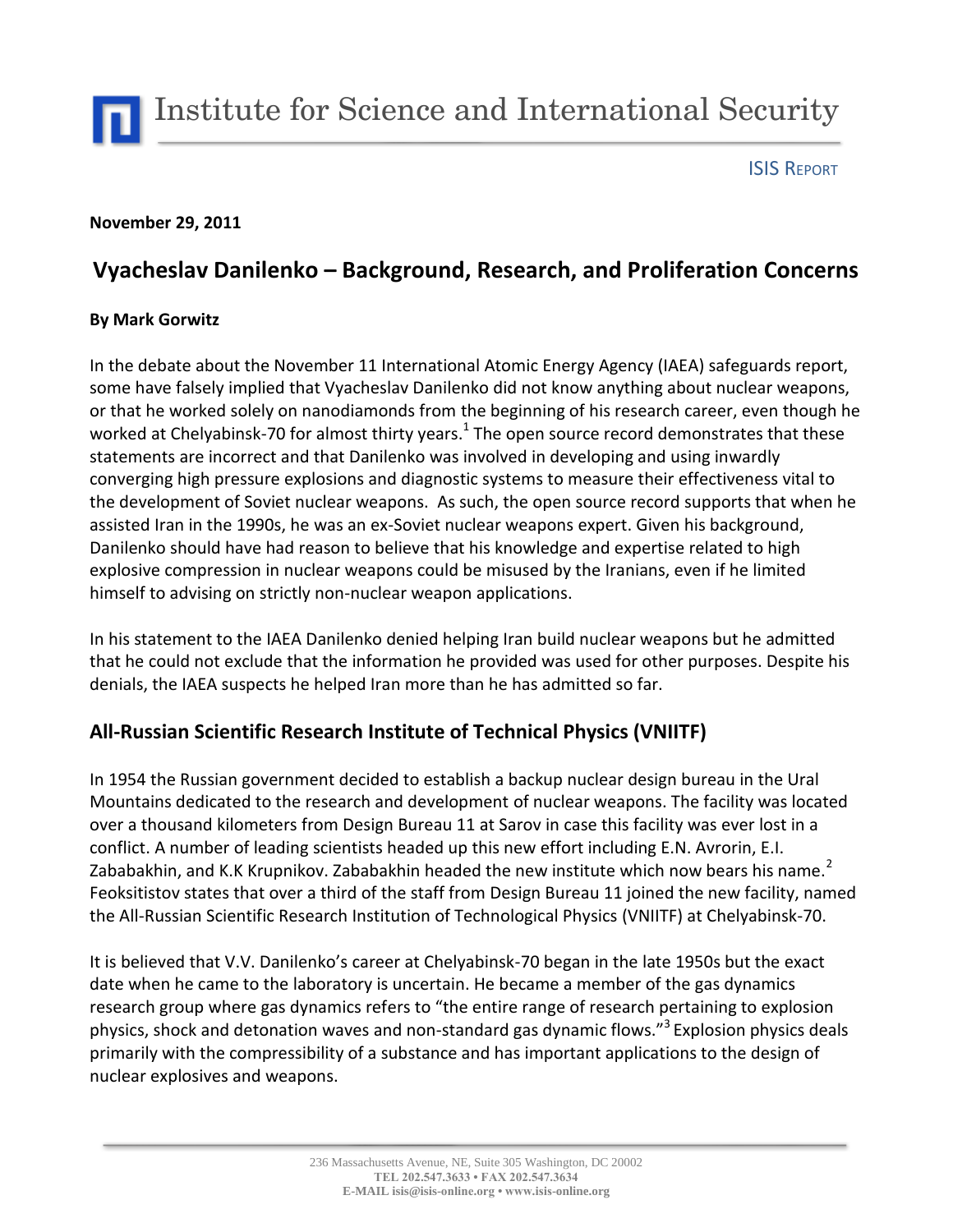# Institute for Science and International Security

ISIS REPORT

**November 29, 2011**

## Vyacheslav Danilenko – Background, Research, and Proliferation Concerns

**By Mark Gorwitz**

In the debate about the November 11 International Atomic Energy Agency (IAEA) safeguards report, some have falsely implied that Vyacheslav Danilenko did not know anything about nuclear weapons, or that he worked solely on nanodiamonds from the beginning of his research career, even though he worked at Chelyabinsk-70 for almost thirty years.[1] The open source record demonstrates that these statements are incorrect and that Danilenko was involved in developing and using inwardly converging high pressure explosions and diagnostic systems to measure their effectiveness vital to the development of Soviet nuclear weapons. As such, the open source record supports that when he assisted Iran in the 1990s, he was an ex-Soviet nuclear weapons expert. Given his background, Danilenko should have had reason to believe that his knowledge and expertise related to high explosive compression in nuclear weapons could be misused by the Iranians, even if he limited himself to advising on strictly non-nuclear weapon applications.

In his statement to the IAEA Danilenko denied helping Iran build nuclear weapons but he admitted that he could not exclude that the information he provided was used for other purposes. Despite his denials, the IAEA suspects he helped Iran more than he has admitted so far.

## All-Russian Scientific Research Institute of Technical Physics (VNIITF)

In 1954 the Russian government decided to establish a backup nuclear design bureau in the Ural Mountains dedicated to the research and development of nuclear weapons. The facility was located over a thousand kilometers from Design Bureau 11 at Sarov in case this facility was ever lost in a conflict. A number of leading scientists headed up this new effort including E.N. Avrorin, E.I. Zababakhin, and K.K Krupnikov. Zababakhin headed the new institute which now bears his name.[2] Feoksitistov states that over a third of the staff from Design Bureau 11 joined the new facility, named the All-Russian Scientific Research Institution of Technological Physics (VNIITF) at Chelyabinsk-70.

It is believed that V.V. Danilenko's career at Chelyabinsk-70 began in the late 1950s but the exact date when he came to the laboratory is uncertain. He became a member of the gas dynamics research group where gas dynamics refers to "the entire range of research pertaining to explosion physics, shock and detonation waves and non-standard gas dynamic flows."[3] Explosion physics deals primarily with the compressibility of a substance and has important applications to the design of nuclear explosives and weapons.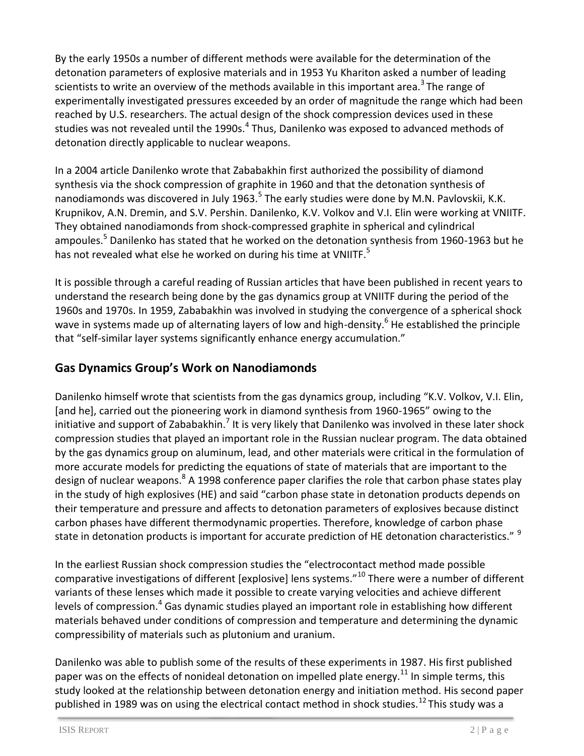By the early 1950s a number of different methods were available for the determination of the detonation parameters of explosive materials and in 1953 Yu Khariton asked a number of leading scientists to write an overview of the methods available in this important area.[3] The range of experimentally investigated pressures exceeded by an order of magnitude the range which had been reached by U.S. researchers. The actual design of the shock compression devices used in these studies was not revealed until the 1990s.[4] Thus, Danilenko was exposed to advanced methods of detonation directly applicable to nuclear weapons.

In a 2004 article Danilenko wrote that Zababakhin first authorized the possibility of diamond synthesis via the shock compression of graphite in 1960 and that the detonation synthesis of nanodiamonds was discovered in July 1963.[5] The early studies were done by M.N. Pavlovskii, K.K. Krupnikov, A.N. Dremin, and S.V. Pershin. Danilenko, K.V. Volkov and V.I. Elin were working at VNIITF. They obtained nanodiamonds from shock-compressed graphite in spherical and cylindrical ampoules.[5] Danilenko has stated that he worked on the detonation synthesis from 1960-1963 but he has not revealed what else he worked on during his time at VNIITF.[5]

It is possible through a careful reading of Russian articles that have been published in recent years to understand the research being done by the gas dynamics group at VNIITF during the period of the 1960s and 1970s. In 1959, Zababakhin was involved in studying the convergence of a spherical shock wave in systems made up of alternating layers of low and high-density.[6] He established the principle that "self-similar layer systems significantly enhance energy accumulation."

## Gas Dynamics Group's Work on Nanodiamonds

Danilenko himself wrote that scientists from the gas dynamics group, including "K.V. Volkov, V.I. Elin, [and he], carried out the pioneering work in diamond synthesis from 1960-1965" owing to the initiative and support of Zababakhin.[7] It is very likely that Danilenko was involved in these later shock compression studies that played an important role in the Russian nuclear program. The data obtained by the gas dynamics group on aluminum, lead, and other materials were critical in the formulation of more accurate models for predicting the equations of state of materials that are important to the design of nuclear weapons.[8] A 1998 conference paper clarifies the role that carbon phase states play in the study of high explosives (HE) and said "carbon phase state in detonation products depends on their temperature and pressure and affects to detonation parameters of explosives because distinct carbon phases have different thermodynamic properties. Therefore, knowledge of carbon phase state in detonation products is important for accurate prediction of HE detonation characteristics." [9]

In the earliest Russian shock compression studies the "electrocontact method made possible comparative investigations of different [explosive] lens systems."[10] There were a number of different variants of these lenses which made it possible to create varying velocities and achieve different levels of compression.[4] Gas dynamic studies played an important role in establishing how different materials behaved under conditions of compression and temperature and determining the dynamic compressibility of materials such as plutonium and uranium.

Danilenko was able to publish some of the results of these experiments in 1987. His first published paper was on the effects of nonideal detonation on impelled plate energy.[11] In simple terms, this study looked at the relationship between detonation energy and initiation method. His second paper published in 1989 was on using the electrical contact method in shock studies.[12] This study was a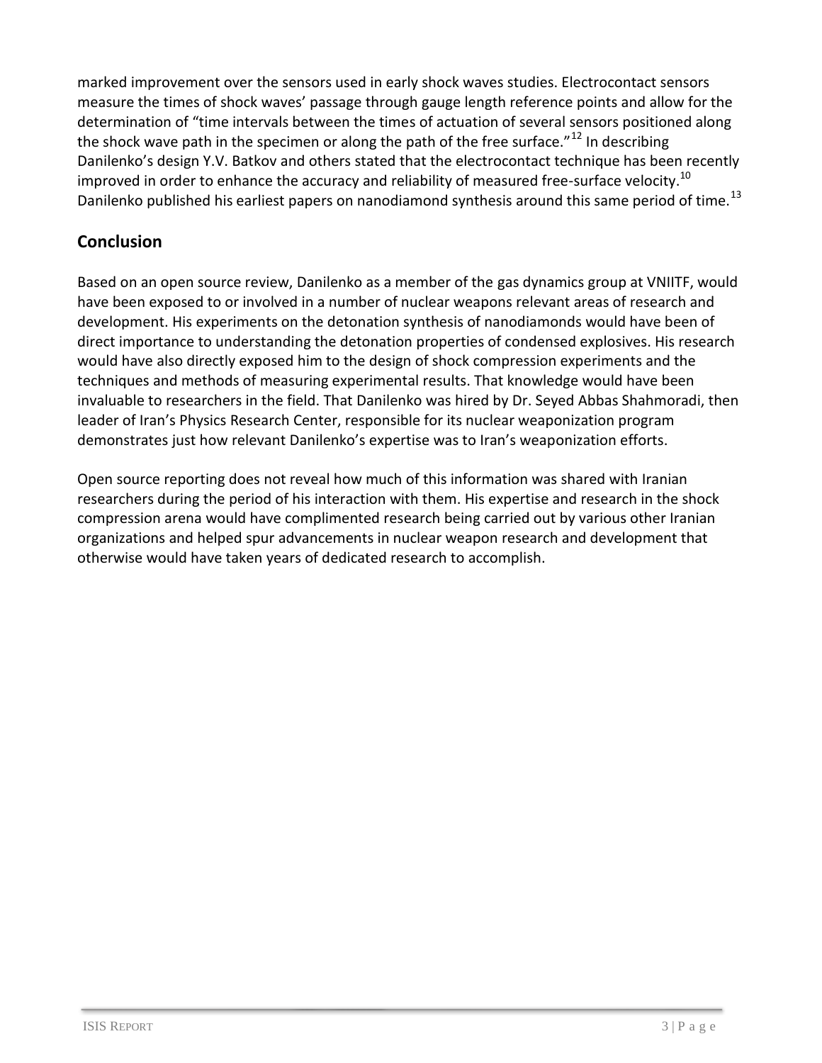marked improvement over the sensors used in early shock waves studies. Electrocontact sensors measure the times of shock waves' passage through gauge length reference points and allow for the determination of "time intervals between the times of actuation of several sensors positioned along the shock wave path in the specimen or along the path of the free surface."[12] In describing Danilenko's design Y.V. Batkov and others stated that the electrocontact technique has been recently improved in order to enhance the accuracy and reliability of measured free-surface velocity.[10] Danilenko published his earliest papers on nanodiamond synthesis around this same period of time.[13]

## Conclusion

Based on an open source review, Danilenko as a member of the gas dynamics group at VNIITF, would have been exposed to or involved in a number of nuclear weapons relevant areas of research and development. His experiments on the detonation synthesis of nanodiamonds would have been of direct importance to understanding the detonation properties of condensed explosives. His research would have also directly exposed him to the design of shock compression experiments and the techniques and methods of measuring experimental results. That knowledge would have been invaluable to researchers in the field. That Danilenko was hired by Dr. Seyed Abbas Shahmoradi, then leader of Iran's Physics Research Center, responsible for its nuclear weaponization program demonstrates just how relevant Danilenko's expertise was to Iran's weaponization efforts.

Open source reporting does not reveal how much of this information was shared with Iranian researchers during the period of his interaction with them. His expertise and research in the shock compression arena would have complimented research being carried out by various other Iranian organizations and helped spur advancements in nuclear weapon research and development that otherwise would have taken years of dedicated research to accomplish.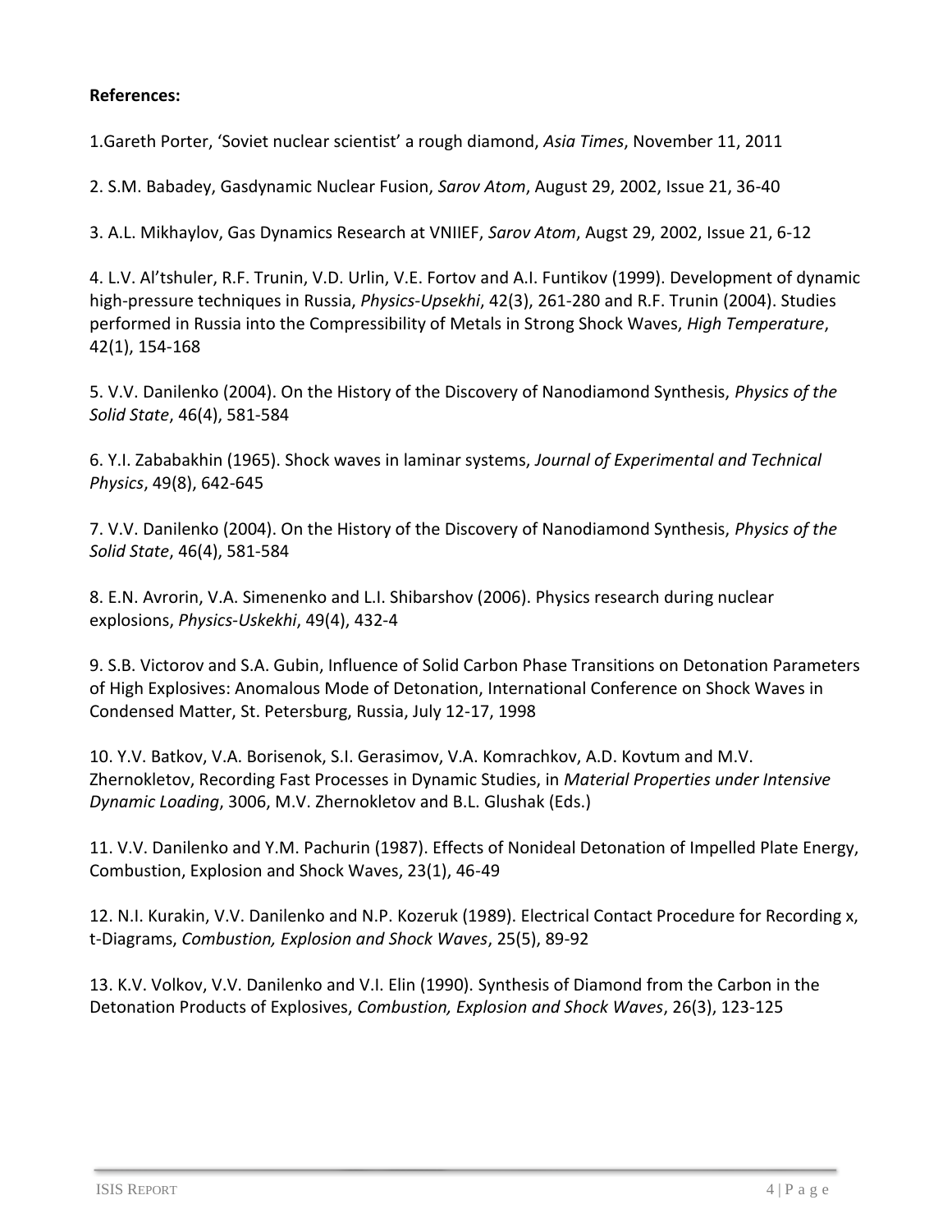**References:**

1.Gareth Porter, 'Soviet nuclear scientist' a rough diamond, *Asia Times*, November 11, 2011

2. S.M. Babadey, Gasdynamic Nuclear Fusion, *Sarov Atom*, August 29, 2002, Issue 21, 36-40

3. A.L. Mikhaylov, Gas Dynamics Research at VNIIEF, *Sarov Atom*, Augst 29, 2002, Issue 21, 6-12

4. L.V. Al'tshuler, R.F. Trunin, V.D. Urlin, V.E. Fortov and A.I. Funtikov (1999). Development of dynamic high-pressure techniques in Russia, *Physics-Upsekhi*, 42(3), 261-280 and R.F. Trunin (2004). Studies performed in Russia into the Compressibility of Metals in Strong Shock Waves, *High Temperature*, 42(1), 154-168

5. V.V. Danilenko (2004). On the History of the Discovery of Nanodiamond Synthesis, *Physics of the Solid State*, 46(4), 581-584

6. Y.I. Zababakhin (1965). Shock waves in laminar systems, *Journal of Experimental and Technical Physics*, 49(8), 642-645

7. V.V. Danilenko (2004). On the History of the Discovery of Nanodiamond Synthesis, *Physics of the Solid State*, 46(4), 581-584

8. E.N. Avrorin, V.A. Simenenko and L.I. Shibarshov (2006). Physics research during nuclear explosions, *Physics-Uskekhi*, 49(4), 432-4

9. S.B. Victorov and S.A. Gubin, Influence of Solid Carbon Phase Transitions on Detonation Parameters of High Explosives: Anomalous Mode of Detonation, International Conference on Shock Waves in Condensed Matter, St. Petersburg, Russia, July 12-17, 1998

10. Y.V. Batkov, V.A. Borisenok, S.I. Gerasimov, V.A. Komrachkov, A.D. Kovtum and M.V. Zhernokletov, Recording Fast Processes in Dynamic Studies, in *Material Properties under Intensive Dynamic Loading*, 3006, M.V. Zhernokletov and B.L. Glushak (Eds.)

11. V.V. Danilenko and Y.M. Pachurin (1987). Effects of Nonideal Detonation of Impelled Plate Energy, Combustion, Explosion and Shock Waves, 23(1), 46-49

12. N.I. Kurakin, V.V. Danilenko and N.P. Kozeruk (1989). Electrical Contact Procedure for Recording x, t-Diagrams, *Combustion, Explosion and Shock Waves*, 25(5), 89-92

13. K.V. Volkov, V.V. Danilenko and V.I. Elin (1990). Synthesis of Diamond from the Carbon in the Detonation Products of Explosives, *Combustion, Explosion and Shock Waves*, 26(3), 123-125